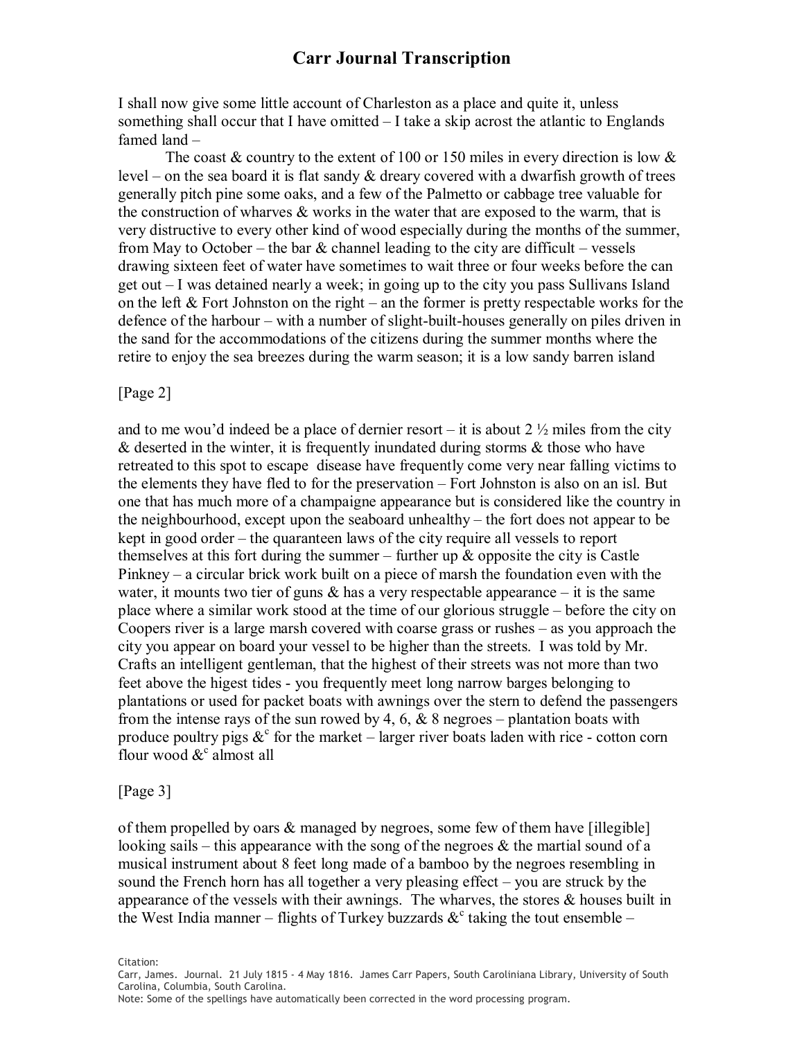# Carr Journal Transcription

I shall now give some little account of Charleston as a place and quite it, unless something shall occur that I have omitted – I take a skip acrost the atlantic to Englands famed land –

The coast & country to the extent of 100 or 150 miles in every direction is low & level – on the sea board it is flat sandy & dreary covered with a dwarfish growth of trees generally pitch pine some oaks, and a few of the Palmetto or cabbage tree valuable for the construction of wharves & works in the water that are exposed to the warm, that is very distructive to every other kind of wood especially during the months of the summer, from May to October – the bar & channel leading to the city are difficult – vessels drawing sixteen feet of water have sometimes to wait three or four weeks before the can get out – I was detained nearly a week; in going up to the city you pass Sullivans Island on the left & Fort Johnston on the right – an the former is pretty respectable works for the defence of the harbour – with a number of slight-built-houses generally on piles driven in the sand for the accommodations of the citizens during the summer months where the retire to enjoy the sea breezes during the warm season; it is a low sandy barren island

[Page 2]

and to me wou'd indeed be a place of dernier resort – it is about 2 ½ miles from the city & deserted in the winter, it is frequently inundated during storms & those who have retreated to this spot to escape disease have frequently come very near falling victims to the elements they have fled to for the preservation – Fort Johnston is also on an isl. But one that has much more of a champaigne appearance but is considered like the country in the neighbourhood, except upon the seaboard unhealthy – the fort does not appear to be kept in good order – the quaranteen laws of the city require all vessels to report themselves at this fort during the summer – further up & opposite the city is Castle Pinkney – a circular brick work built on a piece of marsh the foundation even with the water, it mounts two tier of guns & has a very respectable appearance – it is the same place where a similar work stood at the time of our glorious struggle – before the city on Coopers river is a large marsh covered with coarse grass or rushes – as you approach the city you appear on board your vessel to be higher than the streets. I was told by Mr. Crafts an intelligent gentleman, that the highest of their streets was not more than two feet above the higest tides - you frequently meet long narrow barges belonging to plantations or used for packet boats with awnings over the stern to defend the passengers from the intense rays of the sun rowed by 4, 6, & 8 negroes – plantation boats with produce poultry pigs &c for the market – larger river boats laden with rice - cotton corn flour wood &c almost all

[Page 3]

of them propelled by oars & managed by negroes, some few of them have [illegible] looking sails – this appearance with the song of the negroes & the martial sound of a musical instrument about 8 feet long made of a bamboo by the negroes resembling in sound the French horn has all together a very pleasing effect – you are struck by the appearance of the vessels with their awnings. The wharves, the stores & houses built in the West India manner – flights of Turkey buzzards &c taking the tout ensemble –

Citation:
Carr, James. Journal. 21 July 1815 - 4 May 1816. James Carr Papers, South Caroliniana Library, University of South Carolina, Columbia, South Carolina.
Note: Some of the spellings have automatically been corrected in the word processing program.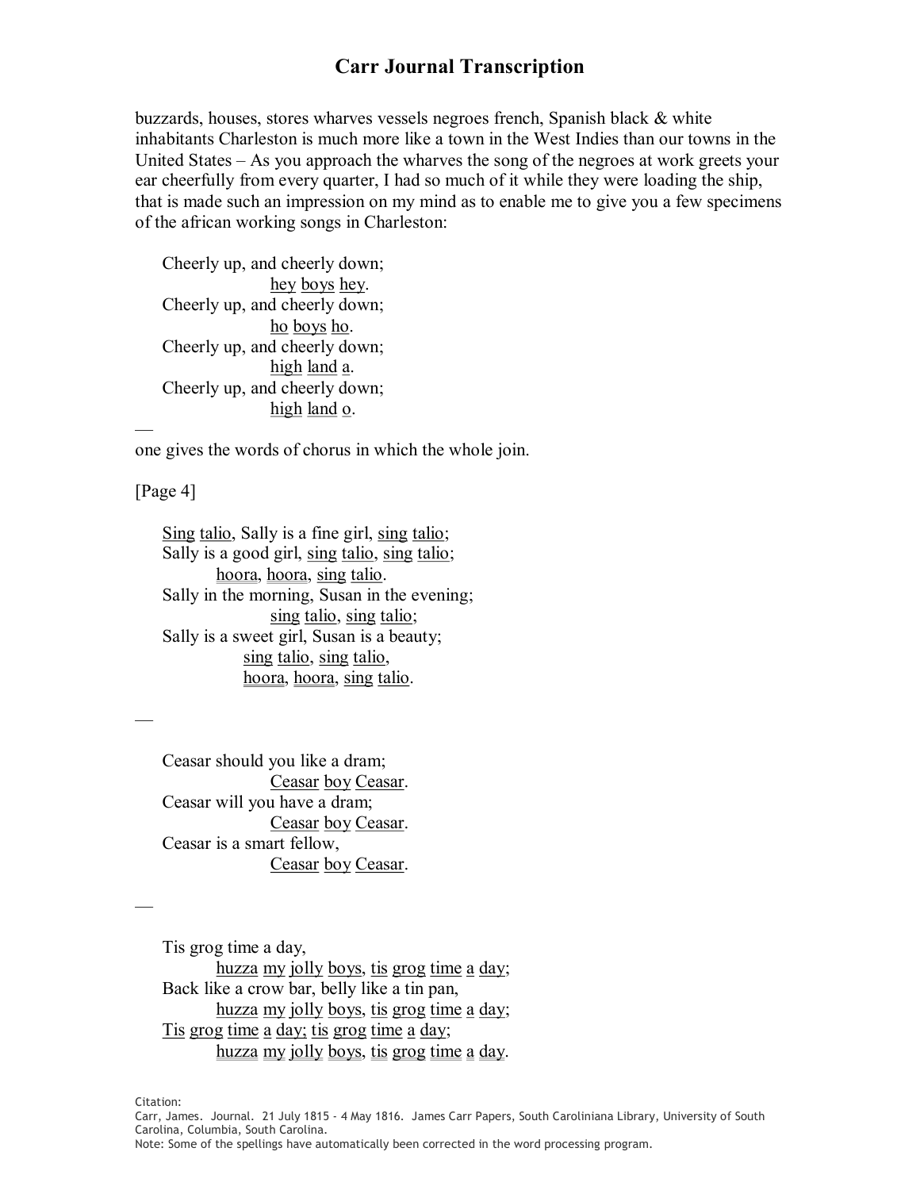buzzards, houses, stores wharves vessels negroes french, Spanish black & white inhabitants Charleston is much more like a town in the West Indies than our towns in the United States – As you approach the wharves the song of the negroes at work greets your ear cheerfully from every quarter, I had so much of it while they were loading the ship, that is made such an impression on my mind as to enable me to give you a few specimens of the african working songs in Charleston:

Cheerly up, and cheerly down;
  hey boys hey.
Cheerly up, and cheerly down;
  ho boys ho.
Cheerly up, and cheerly down;
  high land a.
Cheerly up, and cheerly down;
  high land o.

—

one gives the words of chorus in which the whole join.

[Page 4]

Sing talio, Sally is a fine girl, sing talio;
Sally is a good girl, sing talio, sing talio;
  hoora, hoora, sing talio.
Sally in the morning, Susan in the evening;
  sing talio, sing talio;
Sally is a sweet girl, Susan is a beauty;
  sing talio, sing talio,
  hoora, hoora, sing talio.

—

Ceasar should you like a dram;
  Ceasar boy Ceasar.
Ceasar will you have a dram;
  Ceasar boy Ceasar.
Ceasar is a smart fellow,
  Ceasar boy Ceasar.

—

Tis grog time a day,
  huzza my jolly boys, tis grog time a day;
Back like a crow bar, belly like a tin pan,
  huzza my jolly boys, tis grog time a day;
Tis grog time a day; tis grog time a day;
  huzza my jolly boys, tis grog time a day.

Citation:
Carr, James. Journal. 21 July 1815 - 4 May 1816. James Carr Papers, South Caroliniana Library, University of South Carolina, Columbia, South Carolina.
Note: Some of the spellings have automatically been corrected in the word processing program.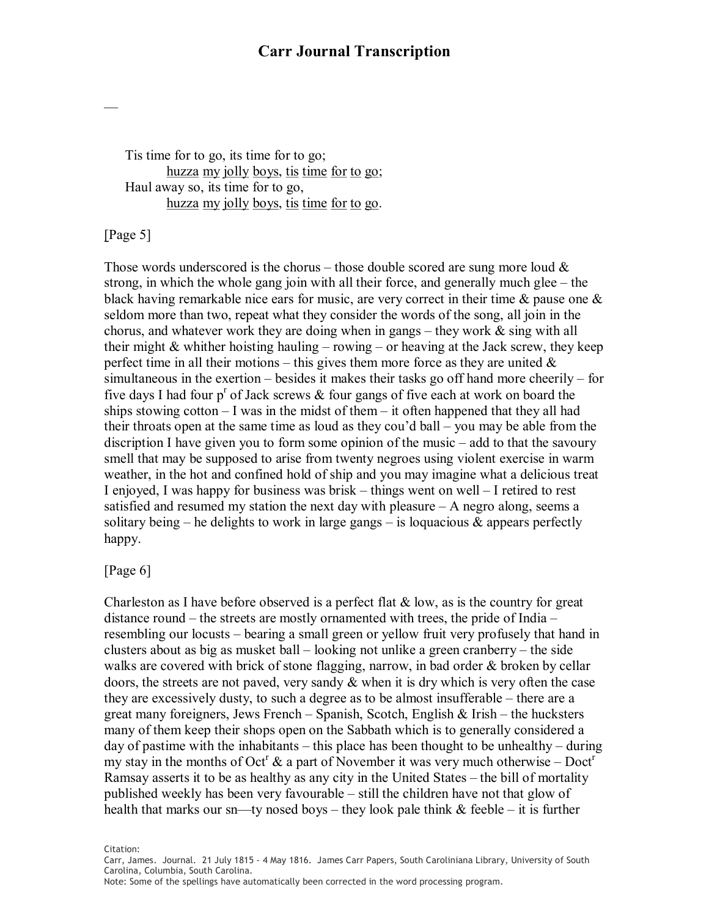—

Tis time for to go, its time for to go;
<u>huzza</u> <u>my</u> <u>jolly</u> <u>boys</u>, <u>tis</u> <u>time</u> <u>for</u> <u>to</u> <u>go</u>;
Haul away so, its time for to go,
<u>huzza</u> <u>my</u> <u>jolly</u> <u>boys</u>, <u>tis</u> <u>time</u> <u>for</u> <u>to</u> <u>go</u>.

[Page 5]

Those words underscored is the chorus – those double scored are sung more loud & strong, in which the whole gang join with all their force, and generally much glee – the black having remarkable nice ears for music, are very correct in their time & pause one & seldom more than two, repeat what they consider the words of the song, all join in the chorus, and whatever work they are doing when in gangs – they work & sing with all their might & whither hoisting hauling – rowing – or heaving at the Jack screw, they keep perfect time in all their motions – this gives them more force as they are united & simultaneous in the exertion – besides it makes their tasks go off hand more cheerily – for five days I had four p[r] of Jack screws & four gangs of five each at work on board the ships stowing cotton – I was in the midst of them – it often happened that they all had their throats open at the same time as loud as they cou'd ball – you may be able from the discription I have given you to form some opinion of the music – add to that the savoury smell that may be supposed to arise from twenty negroes using violent exercise in warm weather, in the hot and confined hold of ship and you may imagine what a delicious treat I enjoyed, I was happy for business was brisk – things went on well – I retired to rest satisfied and resumed my station the next day with pleasure – A negro along, seems a solitary being – he delights to work in large gangs – is loquacious & appears perfectly happy.

[Page 6]

Charleston as I have before observed is a perfect flat & low, as is the country for great distance round – the streets are mostly ornamented with trees, the pride of India – resembling our locusts – bearing a small green or yellow fruit very profusely that hand in clusters about as big as musket ball – looking not unlike a green cranberry – the side walks are covered with brick of stone flagging, narrow, in bad order & broken by cellar doors, the streets are not paved, very sandy & when it is dry which is very often the case they are excessively dusty, to such a degree as to be almost insufferable – there are a great many foreigners, Jews French – Spanish, Scotch, English & Irish – the hucksters many of them keep their shops open on the Sabbath which is to generally considered a day of pastime with the inhabitants – this place has been thought to be unhealthy – during my stay in the months of Oct[r] & a part of November it was very much otherwise – Doct[r] Ramsay asserts it to be as healthy as any city in the United States – the bill of mortality published weekly has been very favourable – still the children have not that glow of health that marks our sn—ty nosed boys – they look pale think & feeble – it is further

Citation:
Carr, James. Journal. 21 July 1815 - 4 May 1816. James Carr Papers, South Caroliniana Library, University of South Carolina, Columbia, South Carolina.
Note: Some of the spellings have automatically been corrected in the word processing program.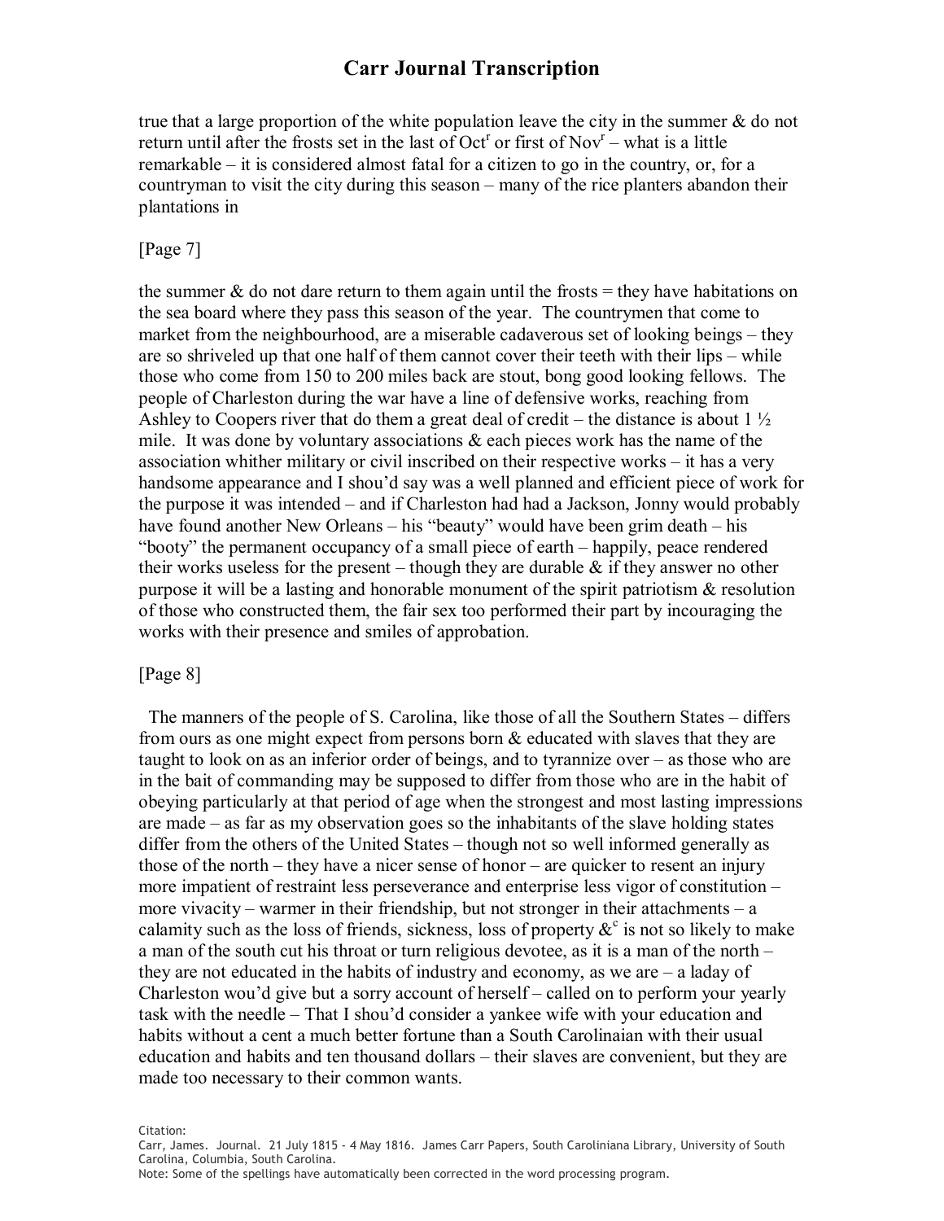true that a large proportion of the white population leave the city in the summer & do not return until after the frosts set in the last of Oct[r] or first of Nov[r] – what is a little remarkable – it is considered almost fatal for a citizen to go in the country, or, for a countryman to visit the city during this season – many of the rice planters abandon their plantations in

[Page 7]

the summer & do not dare return to them again until the frosts = they have habitations on the sea board where they pass this season of the year. The countrymen that come to market from the neighbourhood, are a miserable cadaverous set of looking beings – they are so shriveled up that one half of them cannot cover their teeth with their lips – while those who come from 150 to 200 miles back are stout, bong good looking fellows. The people of Charleston during the war have a line of defensive works, reaching from Ashley to Coopers river that do them a great deal of credit – the distance is about 1 ½ mile. It was done by voluntary associations & each pieces work has the name of the association whither military or civil inscribed on their respective works – it has a very handsome appearance and I shou'd say was a well planned and efficient piece of work for the purpose it was intended – and if Charleston had had a Jackson, Jonny would probably have found another New Orleans – his "beauty" would have been grim death – his "booty" the permanent occupancy of a small piece of earth – happily, peace rendered their works useless for the present – though they are durable & if they answer no other purpose it will be a lasting and honorable monument of the spirit patriotism & resolution of those who constructed them, the fair sex too performed their part by incouraging the works with their presence and smiles of approbation.

[Page 8]

The manners of the people of S. Carolina, like those of all the Southern States – differs from ours as one might expect from persons born & educated with slaves that they are taught to look on as an inferior order of beings, and to tyrannize over – as those who are in the bait of commanding may be supposed to differ from those who are in the habit of obeying particularly at that period of age when the strongest and most lasting impressions are made – as far as my observation goes so the inhabitants of the slave holding states differ from the others of the United States – though not so well informed generally as those of the north – they have a nicer sense of honor – are quicker to resent an injury more impatient of restraint less perseverance and enterprise less vigor of constitution – more vivacity – warmer in their friendship, but not stronger in their attachments – a calamity such as the loss of friends, sickness, loss of property &[c] is not so likely to make a man of the south cut his throat or turn religious devotee, as it is a man of the north – they are not educated in the habits of industry and economy, as we are – a laday of Charleston wou'd give but a sorry account of herself – called on to perform your yearly task with the needle – That I shou'd consider a yankee wife with your education and habits without a cent a much better fortune than a South Carolinaian with their usual education and habits and ten thousand dollars – their slaves are convenient, but they are made too necessary to their common wants.

Citation:
Carr, James. Journal. 21 July 1815 - 4 May 1816. James Carr Papers, South Caroliniana Library, University of South Carolina, Columbia, South Carolina.
Note: Some of the spellings have automatically been corrected in the word processing program.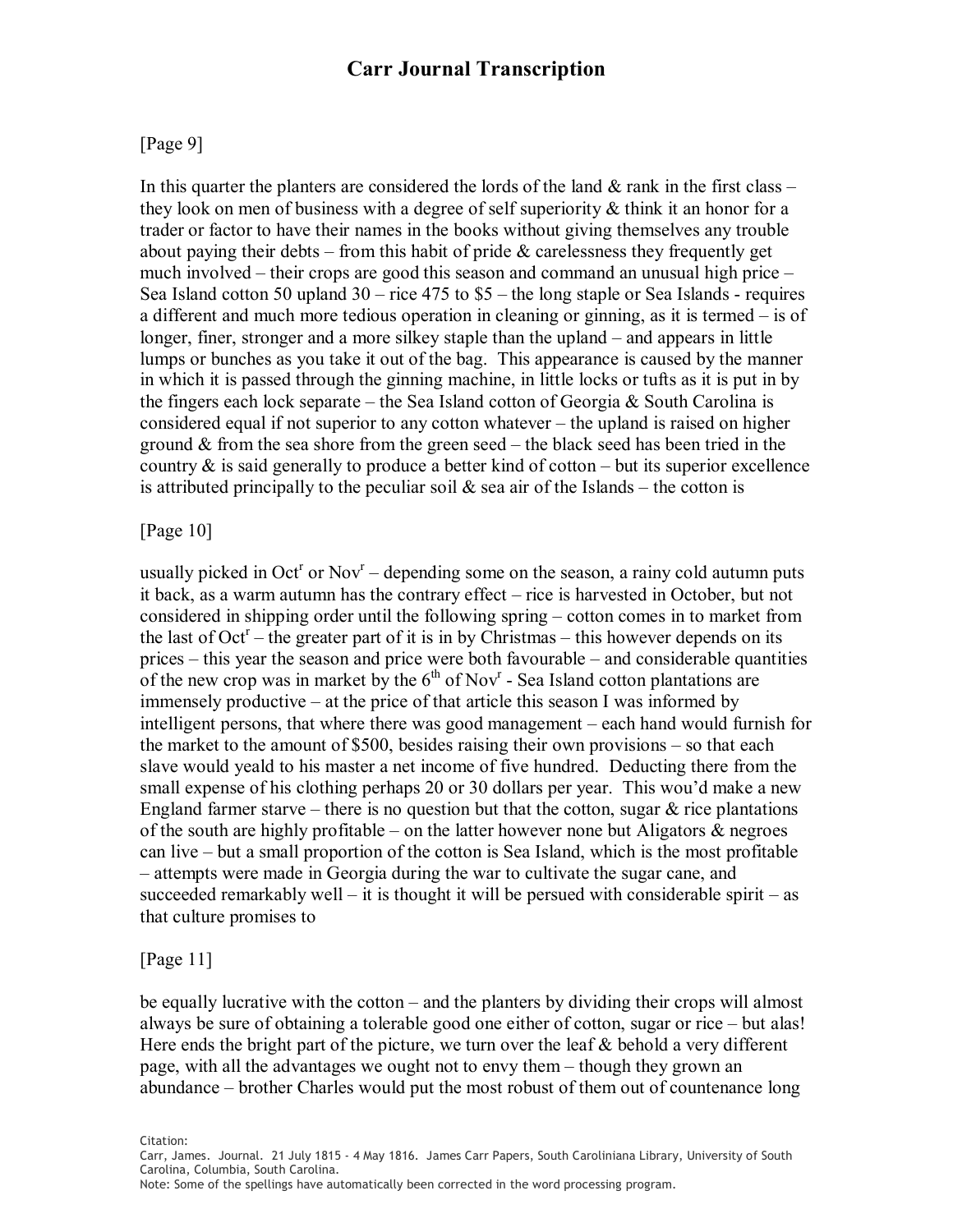[Page 9]

In this quarter the planters are considered the lords of the land & rank in the first class – they look on men of business with a degree of self superiority & think it an honor for a trader or factor to have their names in the books without giving themselves any trouble about paying their debts – from this habit of pride & carelessness they frequently get much involved – their crops are good this season and command an unusual high price – Sea Island cotton 50 upland 30 – rice 475 to $5 – the long staple or Sea Islands - requires a different and much more tedious operation in cleaning or ginning, as it is termed – is of longer, finer, stronger and a more silkey staple than the upland – and appears in little lumps or bunches as you take it out of the bag. This appearance is caused by the manner in which it is passed through the ginning machine, in little locks or tufts as it is put in by the fingers each lock separate – the Sea Island cotton of Georgia & South Carolina is considered equal if not superior to any cotton whatever – the upland is raised on higher ground & from the sea shore from the green seed – the black seed has been tried in the country & is said generally to produce a better kind of cotton – but its superior excellence is attributed principally to the peculiar soil & sea air of the Islands – the cotton is

[Page 10]

usually picked in Oct^r or Nov^r – depending some on the season, a rainy cold autumn puts it back, as a warm autumn has the contrary effect – rice is harvested in October, but not considered in shipping order until the following spring – cotton comes in to market from the last of Oct^r – the greater part of it is in by Christmas – this however depends on its prices – this year the season and price were both favourable – and considerable quantities of the new crop was in market by the 6^th of Nov^r - Sea Island cotton plantations are immensely productive – at the price of that article this season I was informed by intelligent persons, that where there was good management – each hand would furnish for the market to the amount of $500, besides raising their own provisions – so that each slave would yeald to his master a net income of five hundred. Deducting there from the small expense of his clothing perhaps 20 or 30 dollars per year. This wou'd make a new England farmer starve – there is no question but that the cotton, sugar & rice plantations of the south are highly profitable – on the latter however none but Aligators & negroes can live – but a small proportion of the cotton is Sea Island, which is the most profitable – attempts were made in Georgia during the war to cultivate the sugar cane, and succeeded remarkably well – it is thought it will be persued with considerable spirit – as that culture promises to

[Page 11]

be equally lucrative with the cotton – and the planters by dividing their crops will almost always be sure of obtaining a tolerable good one either of cotton, sugar or rice – but alas! Here ends the bright part of the picture, we turn over the leaf & behold a very different page, with all the advantages we ought not to envy them – though they grown an abundance – brother Charles would put the most robust of them out of countenance long

Citation:
Carr, James. Journal. 21 July 1815 - 4 May 1816. James Carr Papers, South Caroliniana Library, University of South Carolina, Columbia, South Carolina.
Note: Some of the spellings have automatically been corrected in the word processing program.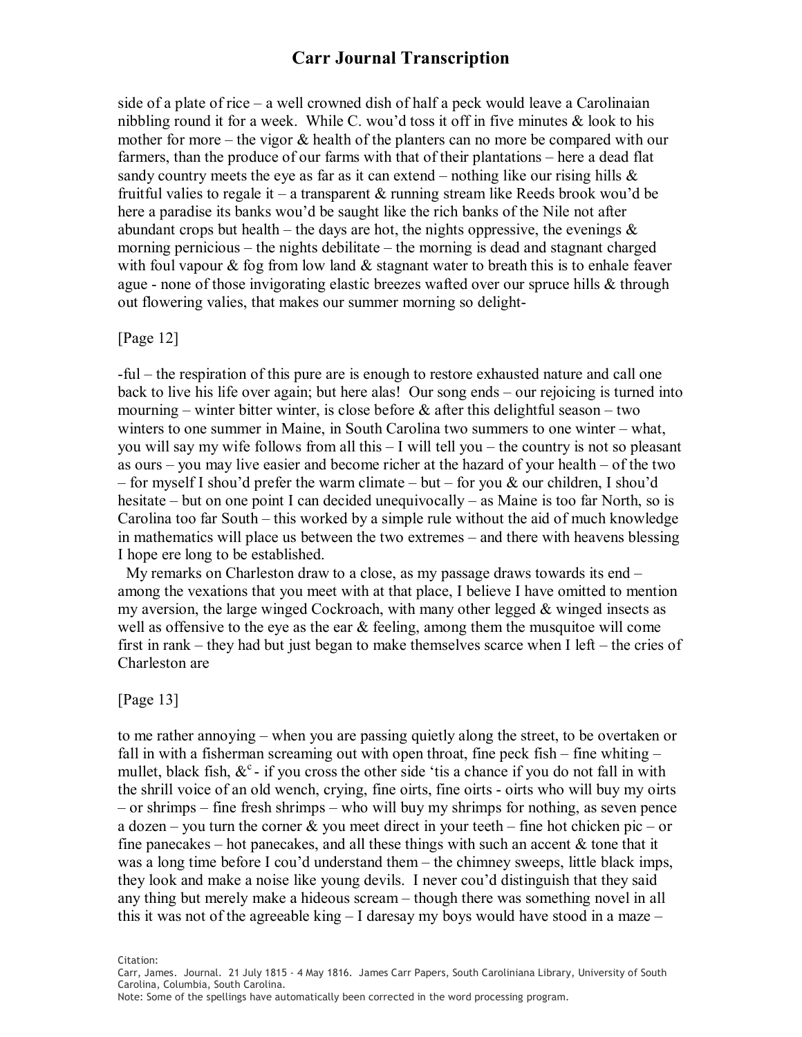side of a plate of rice – a well crowned dish of half a peck would leave a Carolinaian nibbling round it for a week. While C. wou'd toss it off in five minutes & look to his mother for more – the vigor & health of the planters can no more be compared with our farmers, than the produce of our farms with that of their plantations – here a dead flat sandy country meets the eye as far as it can extend – nothing like our rising hills & fruitful valies to regale it – a transparent & running stream like Reeds brook wou'd be here a paradise its banks wou'd be saught like the rich banks of the Nile not after abundant crops but health – the days are hot, the nights oppressive, the evenings & morning pernicious – the nights debilitate – the morning is dead and stagnant charged with foul vapour & fog from low land & stagnant water to breath this is to enhale feaver ague - none of those invigorating elastic breezes wafted over our spruce hills & through out flowering valies, that makes our summer morning so delight-

[Page 12]

-ful – the respiration of this pure are is enough to restore exhausted nature and call one back to live his life over again; but here alas! Our song ends – our rejoicing is turned into mourning – winter bitter winter, is close before & after this delightful season – two winters to one summer in Maine, in South Carolina two summers to one winter – what, you will say my wife follows from all this – I will tell you – the country is not so pleasant as ours – you may live easier and become richer at the hazard of your health – of the two – for myself I shou'd prefer the warm climate – but – for you & our children, I shou'd hesitate – but on one point I can decided unequivocally – as Maine is too far North, so is Carolina too far South – this worked by a simple rule without the aid of much knowledge in mathematics will place us between the two extremes – and there with heavens blessing I hope ere long to be established.

My remarks on Charleston draw to a close, as my passage draws towards its end – among the vexations that you meet with at that place, I believe I have omitted to mention my aversion, the large winged Cockroach, with many other legged & winged insects as well as offensive to the eye as the ear & feeling, among them the musquitoe will come first in rank – they had but just began to make themselves scarce when I left – the cries of Charleston are

[Page 13]

to me rather annoying – when you are passing quietly along the street, to be overtaken or fall in with a fisherman screaming out with open throat, fine peck fish – fine whiting – mullet, black fish, &c - if you cross the other side 'tis a chance if you do not fall in with the shrill voice of an old wench, crying, fine oirts, fine oirts - oirts who will buy my oirts – or shrimps – fine fresh shrimps – who will buy my shrimps for nothing, as seven pence a dozen – you turn the corner & you meet direct in your teeth – fine hot chicken pic – or fine panecakes – hot panecakes, and all these things with such an accent & tone that it was a long time before I cou'd understand them – the chimney sweeps, little black imps, they look and make a noise like young devils. I never cou'd distinguish that they said any thing but merely make a hideous scream – though there was something novel in all this it was not of the agreeable king – I daresay my boys would have stood in a maze –

Citation:
Carr, James. Journal. 21 July 1815 - 4 May 1816. James Carr Papers, South Caroliniana Library, University of South Carolina, Columbia, South Carolina.
Note: Some of the spellings have automatically been corrected in the word processing program.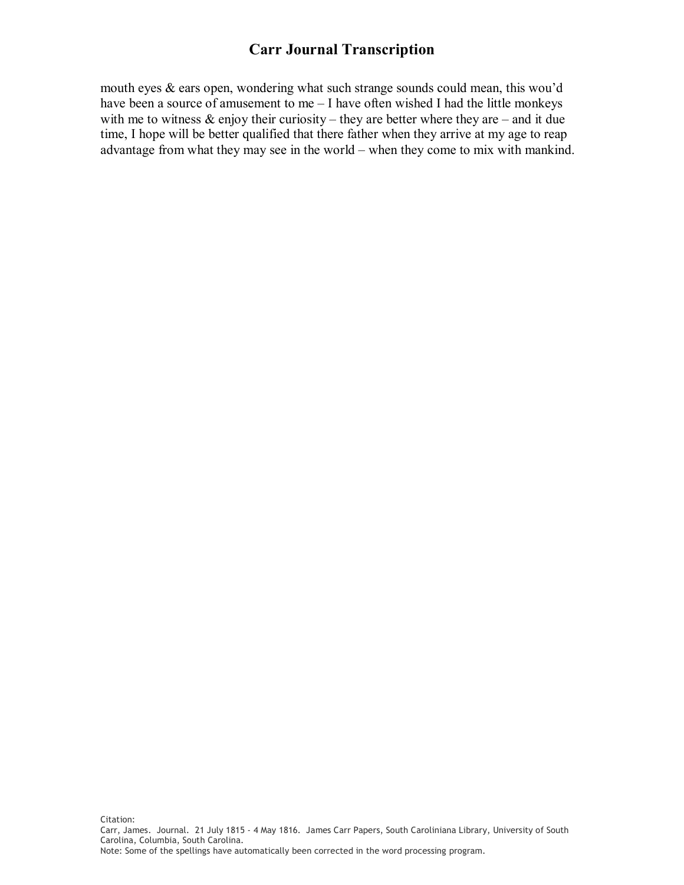mouth eyes & ears open, wondering what such strange sounds could mean, this wou'd have been a source of amusement to me – I have often wished I had the little monkeys with me to witness & enjoy their curiosity – they are better where they are – and it due time, I hope will be better qualified that there father when they arrive at my age to reap advantage from what they may see in the world – when they come to mix with mankind.

Citation:
Carr, James. Journal. 21 July 1815 - 4 May 1816. James Carr Papers, South Caroliniana Library, University of South Carolina, Columbia, South Carolina.
Note: Some of the spellings have automatically been corrected in the word processing program.